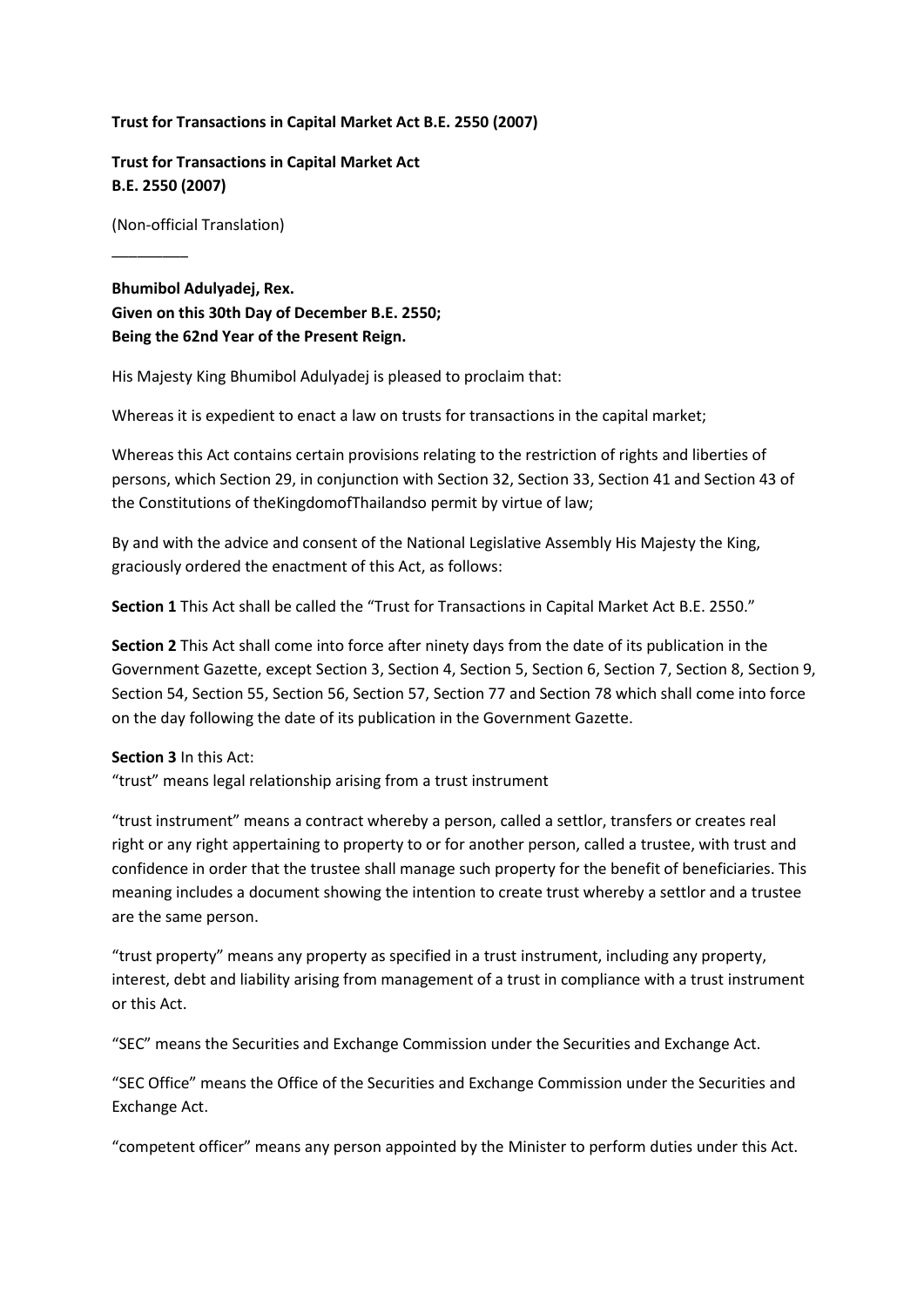**Trust for Transactions in Capital Market Act B.E. 2550 (2007)**

**Trust for Transactions in Capital Market Act**
**B.E. 2550 (2007)**

(Non-official Translation)

_________

**Bhumibol Adulyadej, Rex.**
**Given on this 30th Day of December B.E. 2550;**
**Being the 62nd Year of the Present Reign.**

His Majesty King Bhumibol Adulyadej is pleased to proclaim that:

Whereas it is expedient to enact a law on trusts for transactions in the capital market;

Whereas this Act contains certain provisions relating to the restriction of rights and liberties of persons, which Section 29, in conjunction with Section 32, Section 33, Section 41 and Section 43 of the Constitutions of theKingdomofThailandso permit by virtue of law;

By and with the advice and consent of the National Legislative Assembly His Majesty the King, graciously ordered the enactment of this Act, as follows:

**Section 1** This Act shall be called the "Trust for Transactions in Capital Market Act B.E. 2550."

**Section 2** This Act shall come into force after ninety days from the date of its publication in the Government Gazette, except Section 3, Section 4, Section 5, Section 6, Section 7, Section 8, Section 9, Section 54, Section 55, Section 56, Section 57, Section 77 and Section 78 which shall come into force on the day following the date of its publication in the Government Gazette.

**Section 3** In this Act:
"trust" means legal relationship arising from a trust instrument

"trust instrument" means a contract whereby a person, called a settlor, transfers or creates real right or any right appertaining to property to or for another person, called a trustee, with trust and confidence in order that the trustee shall manage such property for the benefit of beneficiaries. This meaning includes a document showing the intention to create trust whereby a settlor and a trustee are the same person.

"trust property" means any property as specified in a trust instrument, including any property, interest, debt and liability arising from management of a trust in compliance with a trust instrument or this Act.

"SEC" means the Securities and Exchange Commission under the Securities and Exchange Act.

"SEC Office" means the Office of the Securities and Exchange Commission under the Securities and Exchange Act.

"competent officer" means any person appointed by the Minister to perform duties under this Act.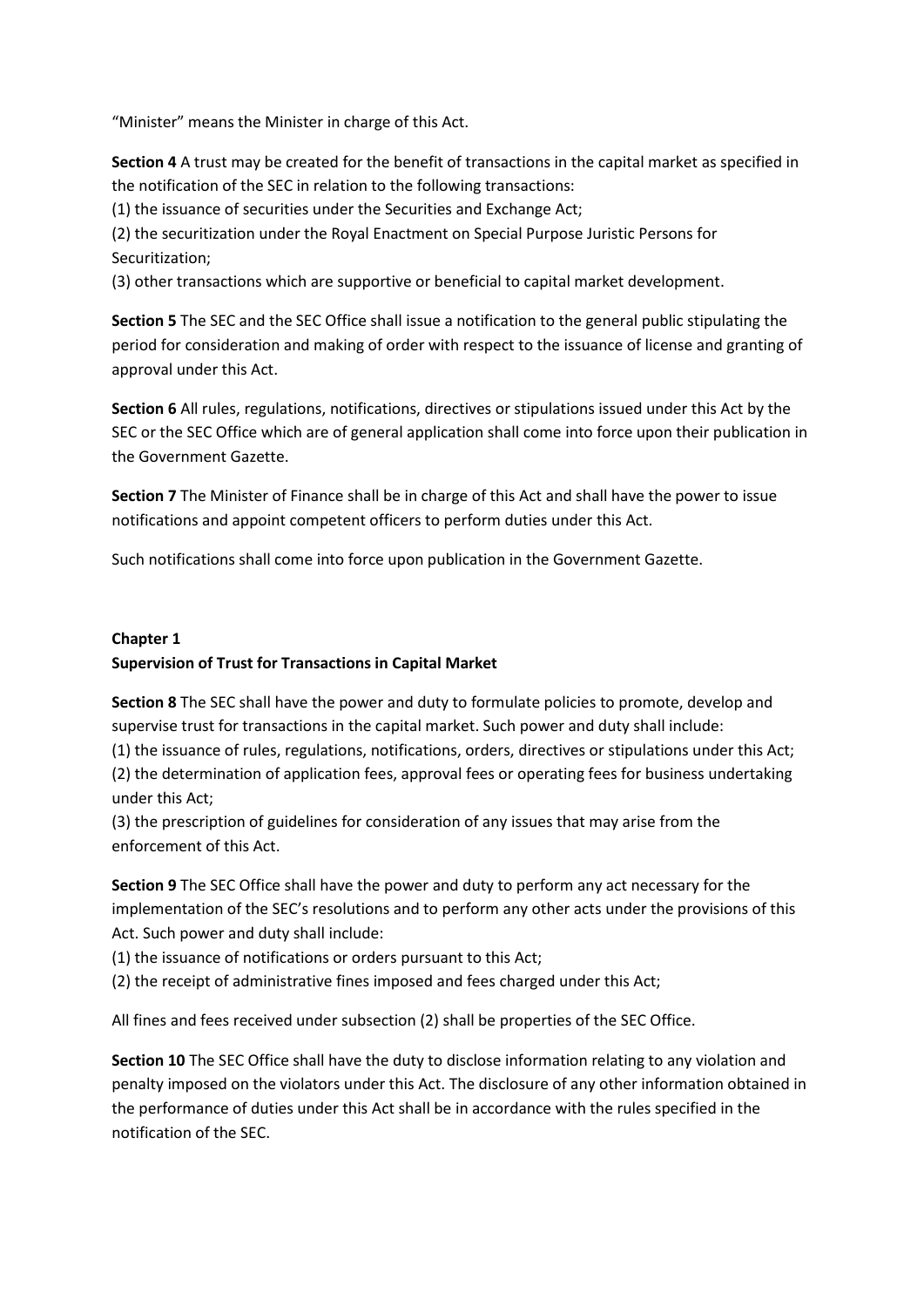"Minister" means the Minister in charge of this Act.

**Section 4** A trust may be created for the benefit of transactions in the capital market as specified in the notification of the SEC in relation to the following transactions:

(1) the issuance of securities under the Securities and Exchange Act;

(2) the securitization under the Royal Enactment on Special Purpose Juristic Persons for Securitization;

(3) other transactions which are supportive or beneficial to capital market development.

**Section 5** The SEC and the SEC Office shall issue a notification to the general public stipulating the period for consideration and making of order with respect to the issuance of license and granting of approval under this Act.

**Section 6** All rules, regulations, notifications, directives or stipulations issued under this Act by the SEC or the SEC Office which are of general application shall come into force upon their publication in the Government Gazette.

**Section 7** The Minister of Finance shall be in charge of this Act and shall have the power to issue notifications and appoint competent officers to perform duties under this Act.

Such notifications shall come into force upon publication in the Government Gazette.

## Chapter 1
## Supervision of Trust for Transactions in Capital Market

**Section 8** The SEC shall have the power and duty to formulate policies to promote, develop and supervise trust for transactions in the capital market. Such power and duty shall include:

(1) the issuance of rules, regulations, notifications, orders, directives or stipulations under this Act;

(2) the determination of application fees, approval fees or operating fees for business undertaking under this Act;

(3) the prescription of guidelines for consideration of any issues that may arise from the enforcement of this Act.

**Section 9** The SEC Office shall have the power and duty to perform any act necessary for the implementation of the SEC's resolutions and to perform any other acts under the provisions of this Act. Such power and duty shall include:

(1) the issuance of notifications or orders pursuant to this Act;

(2) the receipt of administrative fines imposed and fees charged under this Act;

All fines and fees received under subsection (2) shall be properties of the SEC Office.

**Section 10** The SEC Office shall have the duty to disclose information relating to any violation and penalty imposed on the violators under this Act. The disclosure of any other information obtained in the performance of duties under this Act shall be in accordance with the rules specified in the notification of the SEC.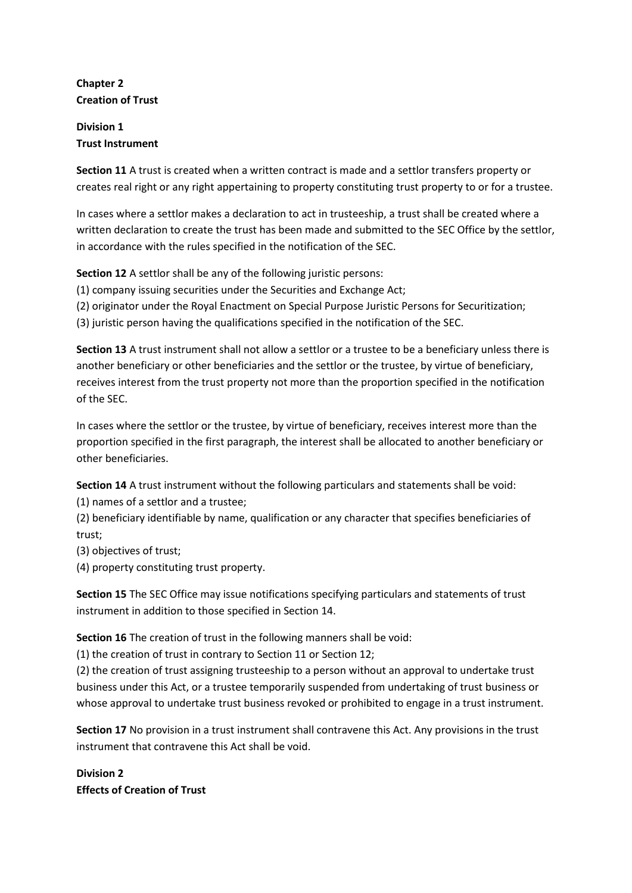**Chapter 2**
**Creation of Trust**

**Division 1**
**Trust Instrument**

**Section 11** A trust is created when a written contract is made and a settlor transfers property or creates real right or any right appertaining to property constituting trust property to or for a trustee.

In cases where a settlor makes a declaration to act in trusteeship, a trust shall be created where a written declaration to create the trust has been made and submitted to the SEC Office by the settlor, in accordance with the rules specified in the notification of the SEC.

**Section 12** A settlor shall be any of the following juristic persons:
(1) company issuing securities under the Securities and Exchange Act;
(2) originator under the Royal Enactment on Special Purpose Juristic Persons for Securitization;
(3) juristic person having the qualifications specified in the notification of the SEC.

**Section 13** A trust instrument shall not allow a settlor or a trustee to be a beneficiary unless there is another beneficiary or other beneficiaries and the settlor or the trustee, by virtue of beneficiary, receives interest from the trust property not more than the proportion specified in the notification of the SEC.

In cases where the settlor or the trustee, by virtue of beneficiary, receives interest more than the proportion specified in the first paragraph, the interest shall be allocated to another beneficiary or other beneficiaries.

**Section 14** A trust instrument without the following particulars and statements shall be void:
(1) names of a settlor and a trustee;
(2) beneficiary identifiable by name, qualification or any character that specifies beneficiaries of trust;
(3) objectives of trust;
(4) property constituting trust property.

**Section 15** The SEC Office may issue notifications specifying particulars and statements of trust instrument in addition to those specified in Section 14.

**Section 16** The creation of trust in the following manners shall be void:
(1) the creation of trust in contrary to Section 11 or Section 12;
(2) the creation of trust assigning trusteeship to a person without an approval to undertake trust business under this Act, or a trustee temporarily suspended from undertaking of trust business or whose approval to undertake trust business revoked or prohibited to engage in a trust instrument.

**Section 17** No provision in a trust instrument shall contravene this Act. Any provisions in the trust instrument that contravene this Act shall be void.

**Division 2**
**Effects of Creation of Trust**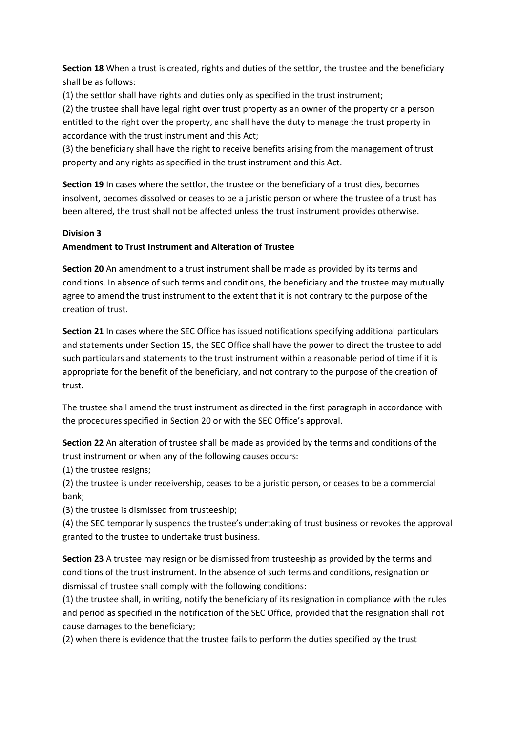**Section 18** When a trust is created, rights and duties of the settlor, the trustee and the beneficiary shall be as follows:

(1) the settlor shall have rights and duties only as specified in the trust instrument;

(2) the trustee shall have legal right over trust property as an owner of the property or a person entitled to the right over the property, and shall have the duty to manage the trust property in accordance with the trust instrument and this Act;

(3) the beneficiary shall have the right to receive benefits arising from the management of trust property and any rights as specified in the trust instrument and this Act.

**Section 19** In cases where the settlor, the trustee or the beneficiary of a trust dies, becomes insolvent, becomes dissolved or ceases to be a juristic person or where the trustee of a trust has been altered, the trust shall not be affected unless the trust instrument provides otherwise.

**Division 3**
**Amendment to Trust Instrument and Alteration of Trustee**

**Section 20** An amendment to a trust instrument shall be made as provided by its terms and conditions. In absence of such terms and conditions, the beneficiary and the trustee may mutually agree to amend the trust instrument to the extent that it is not contrary to the purpose of the creation of trust.

**Section 21** In cases where the SEC Office has issued notifications specifying additional particulars and statements under Section 15, the SEC Office shall have the power to direct the trustee to add such particulars and statements to the trust instrument within a reasonable period of time if it is appropriate for the benefit of the beneficiary, and not contrary to the purpose of the creation of trust.

The trustee shall amend the trust instrument as directed in the first paragraph in accordance with the procedures specified in Section 20 or with the SEC Office's approval.

**Section 22** An alteration of trustee shall be made as provided by the terms and conditions of the trust instrument or when any of the following causes occurs:

(1) the trustee resigns;

(2) the trustee is under receivership, ceases to be a juristic person, or ceases to be a commercial bank;

(3) the trustee is dismissed from trusteeship;

(4) the SEC temporarily suspends the trustee's undertaking of trust business or revokes the approval granted to the trustee to undertake trust business.

**Section 23** A trustee may resign or be dismissed from trusteeship as provided by the terms and conditions of the trust instrument. In the absence of such terms and conditions, resignation or dismissal of trustee shall comply with the following conditions:

(1) the trustee shall, in writing, notify the beneficiary of its resignation in compliance with the rules and period as specified in the notification of the SEC Office, provided that the resignation shall not cause damages to the beneficiary;

(2) when there is evidence that the trustee fails to perform the duties specified by the trust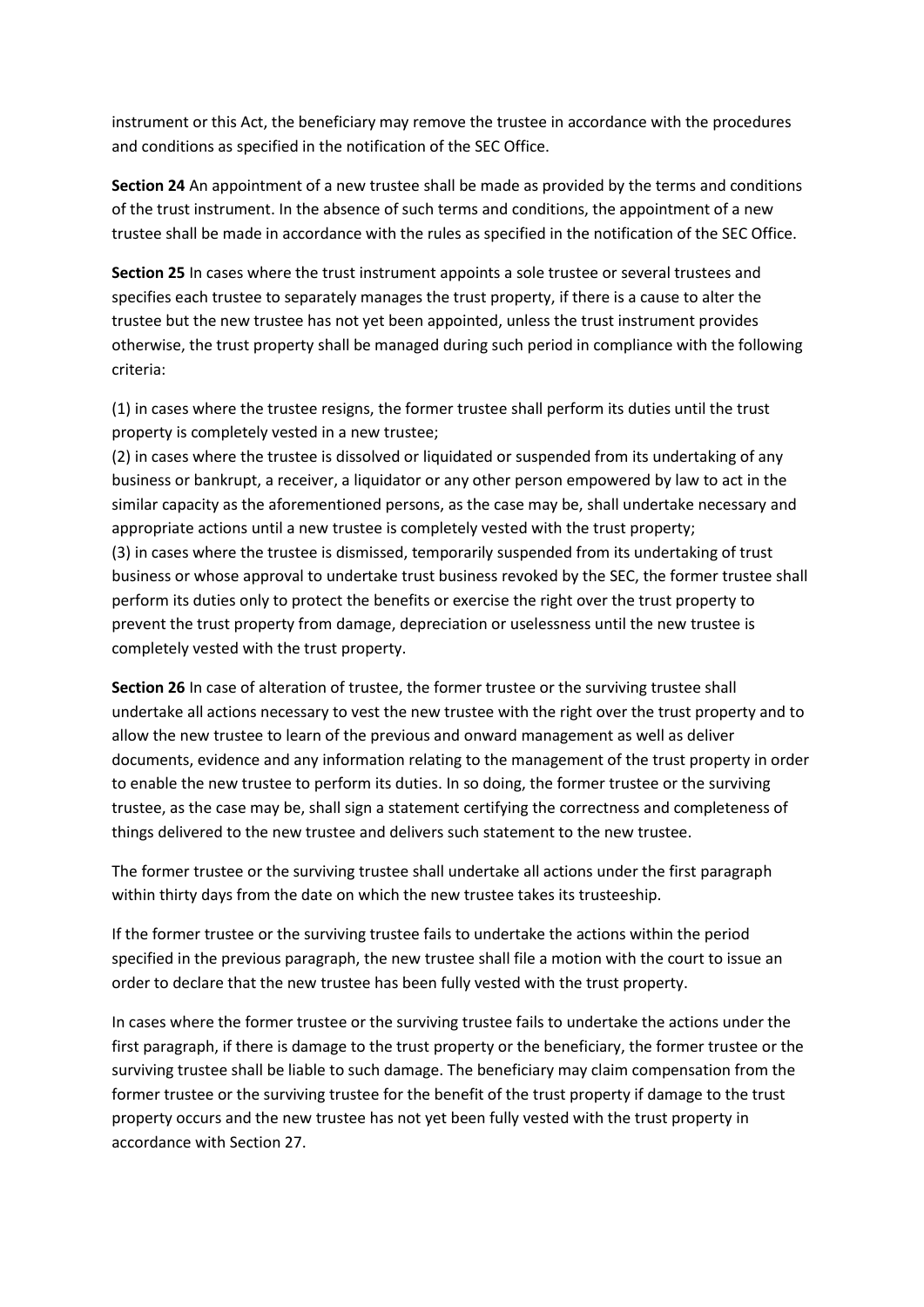instrument or this Act, the beneficiary may remove the trustee in accordance with the procedures and conditions as specified in the notification of the SEC Office.

**Section 24** An appointment of a new trustee shall be made as provided by the terms and conditions of the trust instrument. In the absence of such terms and conditions, the appointment of a new trustee shall be made in accordance with the rules as specified in the notification of the SEC Office.

**Section 25** In cases where the trust instrument appoints a sole trustee or several trustees and specifies each trustee to separately manages the trust property, if there is a cause to alter the trustee but the new trustee has not yet been appointed, unless the trust instrument provides otherwise, the trust property shall be managed during such period in compliance with the following criteria:

(1) in cases where the trustee resigns, the former trustee shall perform its duties until the trust property is completely vested in a new trustee;
(2) in cases where the trustee is dissolved or liquidated or suspended from its undertaking of any business or bankrupt, a receiver, a liquidator or any other person empowered by law to act in the similar capacity as the aforementioned persons, as the case may be, shall undertake necessary and appropriate actions until a new trustee is completely vested with the trust property;
(3) in cases where the trustee is dismissed, temporarily suspended from its undertaking of trust business or whose approval to undertake trust business revoked by the SEC, the former trustee shall perform its duties only to protect the benefits or exercise the right over the trust property to prevent the trust property from damage, depreciation or uselessness until the new trustee is completely vested with the trust property.

**Section 26** In case of alteration of trustee, the former trustee or the surviving trustee shall undertake all actions necessary to vest the new trustee with the right over the trust property and to allow the new trustee to learn of the previous and onward management as well as deliver documents, evidence and any information relating to the management of the trust property in order to enable the new trustee to perform its duties. In so doing, the former trustee or the surviving trustee, as the case may be, shall sign a statement certifying the correctness and completeness of things delivered to the new trustee and delivers such statement to the new trustee.

The former trustee or the surviving trustee shall undertake all actions under the first paragraph within thirty days from the date on which the new trustee takes its trusteeship.

If the former trustee or the surviving trustee fails to undertake the actions within the period specified in the previous paragraph, the new trustee shall file a motion with the court to issue an order to declare that the new trustee has been fully vested with the trust property.

In cases where the former trustee or the surviving trustee fails to undertake the actions under the first paragraph, if there is damage to the trust property or the beneficiary, the former trustee or the surviving trustee shall be liable to such damage. The beneficiary may claim compensation from the former trustee or the surviving trustee for the benefit of the trust property if damage to the trust property occurs and the new trustee has not yet been fully vested with the trust property in accordance with Section 27.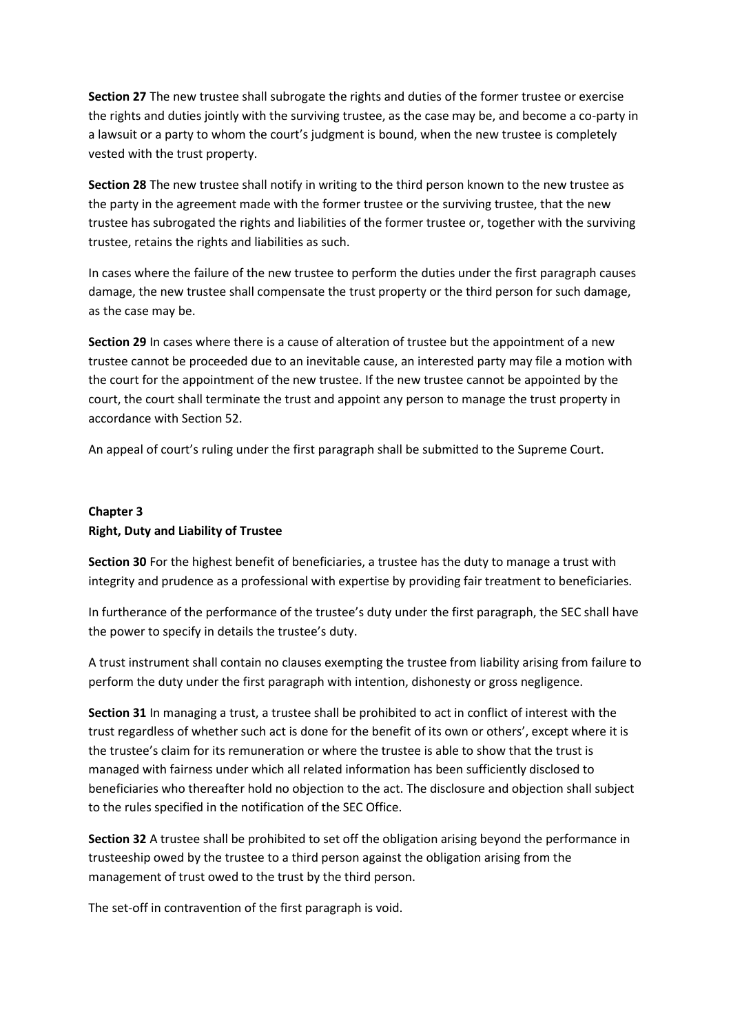**Section 27** The new trustee shall subrogate the rights and duties of the former trustee or exercise the rights and duties jointly with the surviving trustee, as the case may be, and become a co-party in a lawsuit or a party to whom the court's judgment is bound, when the new trustee is completely vested with the trust property.

**Section 28** The new trustee shall notify in writing to the third person known to the new trustee as the party in the agreement made with the former trustee or the surviving trustee, that the new trustee has subrogated the rights and liabilities of the former trustee or, together with the surviving trustee, retains the rights and liabilities as such.

In cases where the failure of the new trustee to perform the duties under the first paragraph causes damage, the new trustee shall compensate the trust property or the third person for such damage, as the case may be.

**Section 29** In cases where there is a cause of alteration of trustee but the appointment of a new trustee cannot be proceeded due to an inevitable cause, an interested party may file a motion with the court for the appointment of the new trustee. If the new trustee cannot be appointed by the court, the court shall terminate the trust and appoint any person to manage the trust property in accordance with Section 52.

An appeal of court's ruling under the first paragraph shall be submitted to the Supreme Court.

## Chapter 3
## Right, Duty and Liability of Trustee

**Section 30** For the highest benefit of beneficiaries, a trustee has the duty to manage a trust with integrity and prudence as a professional with expertise by providing fair treatment to beneficiaries.

In furtherance of the performance of the trustee's duty under the first paragraph, the SEC shall have the power to specify in details the trustee's duty.

A trust instrument shall contain no clauses exempting the trustee from liability arising from failure to perform the duty under the first paragraph with intention, dishonesty or gross negligence.

**Section 31** In managing a trust, a trustee shall be prohibited to act in conflict of interest with the trust regardless of whether such act is done for the benefit of its own or others', except where it is the trustee's claim for its remuneration or where the trustee is able to show that the trust is managed with fairness under which all related information has been sufficiently disclosed to beneficiaries who thereafter hold no objection to the act. The disclosure and objection shall subject to the rules specified in the notification of the SEC Office.

**Section 32** A trustee shall be prohibited to set off the obligation arising beyond the performance in trusteeship owed by the trustee to a third person against the obligation arising from the management of trust owed to the trust by the third person.

The set-off in contravention of the first paragraph is void.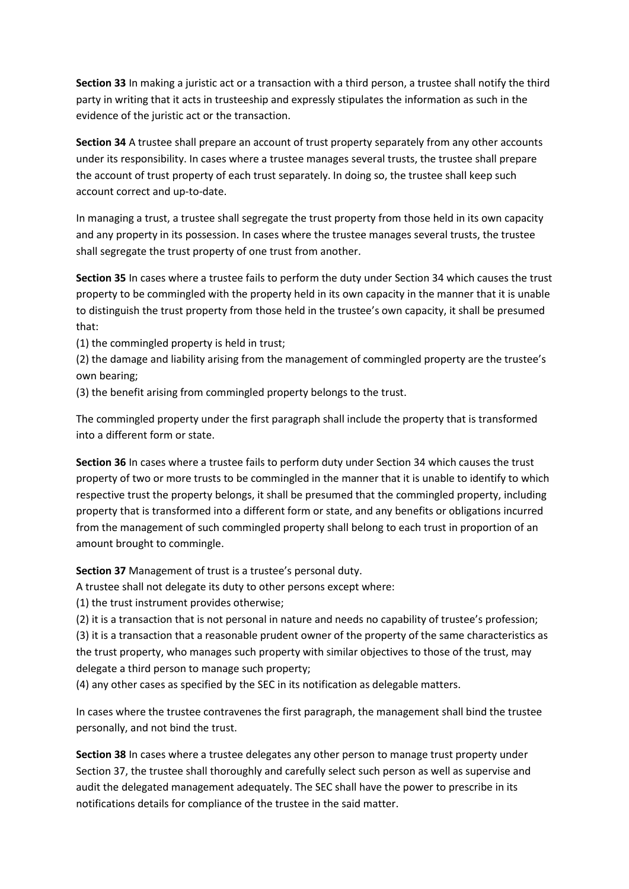**Section 33** In making a juristic act or a transaction with a third person, a trustee shall notify the third party in writing that it acts in trusteeship and expressly stipulates the information as such in the evidence of the juristic act or the transaction.

**Section 34** A trustee shall prepare an account of trust property separately from any other accounts under its responsibility. In cases where a trustee manages several trusts, the trustee shall prepare the account of trust property of each trust separately. In doing so, the trustee shall keep such account correct and up-to-date.

In managing a trust, a trustee shall segregate the trust property from those held in its own capacity and any property in its possession. In cases where the trustee manages several trusts, the trustee shall segregate the trust property of one trust from another.

**Section 35** In cases where a trustee fails to perform the duty under Section 34 which causes the trust property to be commingled with the property held in its own capacity in the manner that it is unable to distinguish the trust property from those held in the trustee's own capacity, it shall be presumed that:

(1) the commingled property is held in trust;

(2) the damage and liability arising from the management of commingled property are the trustee's own bearing;

(3) the benefit arising from commingled property belongs to the trust.

The commingled property under the first paragraph shall include the property that is transformed into a different form or state.

**Section 36** In cases where a trustee fails to perform duty under Section 34 which causes the trust property of two or more trusts to be commingled in the manner that it is unable to identify to which respective trust the property belongs, it shall be presumed that the commingled property, including property that is transformed into a different form or state, and any benefits or obligations incurred from the management of such commingled property shall belong to each trust in proportion of an amount brought to commingle.

**Section 37** Management of trust is a trustee's personal duty.

A trustee shall not delegate its duty to other persons except where:

(1) the trust instrument provides otherwise;

(2) it is a transaction that is not personal in nature and needs no capability of trustee's profession;

(3) it is a transaction that a reasonable prudent owner of the property of the same characteristics as the trust property, who manages such property with similar objectives to those of the trust, may delegate a third person to manage such property;

(4) any other cases as specified by the SEC in its notification as delegable matters.

In cases where the trustee contravenes the first paragraph, the management shall bind the trustee personally, and not bind the trust.

**Section 38** In cases where a trustee delegates any other person to manage trust property under Section 37, the trustee shall thoroughly and carefully select such person as well as supervise and audit the delegated management adequately. The SEC shall have the power to prescribe in its notifications details for compliance of the trustee in the said matter.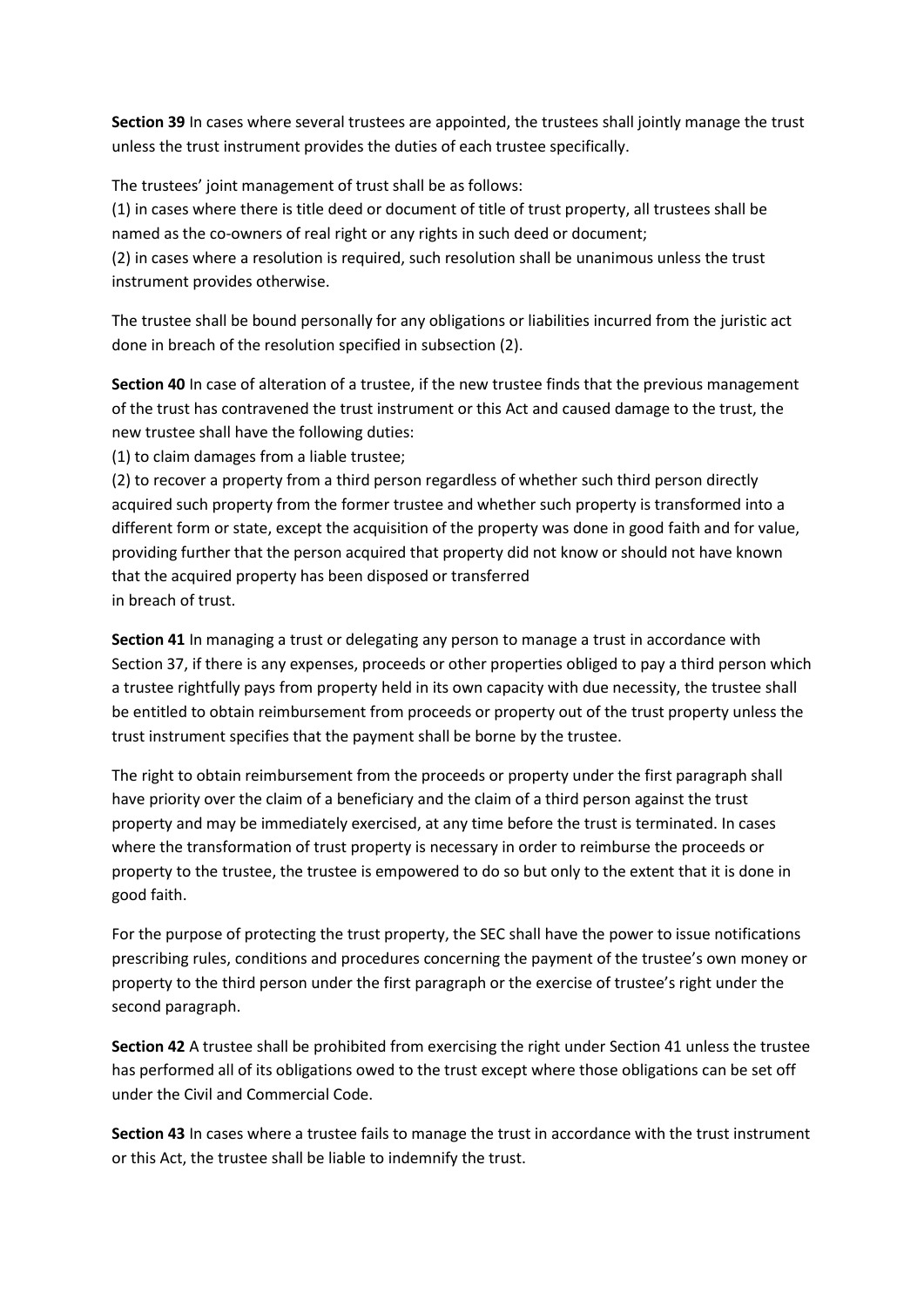**Section 39** In cases where several trustees are appointed, the trustees shall jointly manage the trust unless the trust instrument provides the duties of each trustee specifically.

The trustees' joint management of trust shall be as follows:
(1) in cases where there is title deed or document of title of trust property, all trustees shall be named as the co-owners of real right or any rights in such deed or document;
(2) in cases where a resolution is required, such resolution shall be unanimous unless the trust instrument provides otherwise.

The trustee shall be bound personally for any obligations or liabilities incurred from the juristic act done in breach of the resolution specified in subsection (2).

**Section 40** In case of alteration of a trustee, if the new trustee finds that the previous management of the trust has contravened the trust instrument or this Act and caused damage to the trust, the new trustee shall have the following duties:
(1) to claim damages from a liable trustee;
(2) to recover a property from a third person regardless of whether such third person directly acquired such property from the former trustee and whether such property is transformed into a different form or state, except the acquisition of the property was done in good faith and for value, providing further that the person acquired that property did not know or should not have known that the acquired property has been disposed or transferred
in breach of trust.

**Section 41** In managing a trust or delegating any person to manage a trust in accordance with Section 37, if there is any expenses, proceeds or other properties obliged to pay a third person which a trustee rightfully pays from property held in its own capacity with due necessity, the trustee shall be entitled to obtain reimbursement from proceeds or property out of the trust property unless the trust instrument specifies that the payment shall be borne by the trustee.

The right to obtain reimbursement from the proceeds or property under the first paragraph shall have priority over the claim of a beneficiary and the claim of a third person against the trust property and may be immediately exercised, at any time before the trust is terminated. In cases where the transformation of trust property is necessary in order to reimburse the proceeds or property to the trustee, the trustee is empowered to do so but only to the extent that it is done in good faith.

For the purpose of protecting the trust property, the SEC shall have the power to issue notifications prescribing rules, conditions and procedures concerning the payment of the trustee's own money or property to the third person under the first paragraph or the exercise of trustee's right under the second paragraph.

**Section 42** A trustee shall be prohibited from exercising the right under Section 41 unless the trustee has performed all of its obligations owed to the trust except where those obligations can be set off under the Civil and Commercial Code.

**Section 43** In cases where a trustee fails to manage the trust in accordance with the trust instrument or this Act, the trustee shall be liable to indemnify the trust.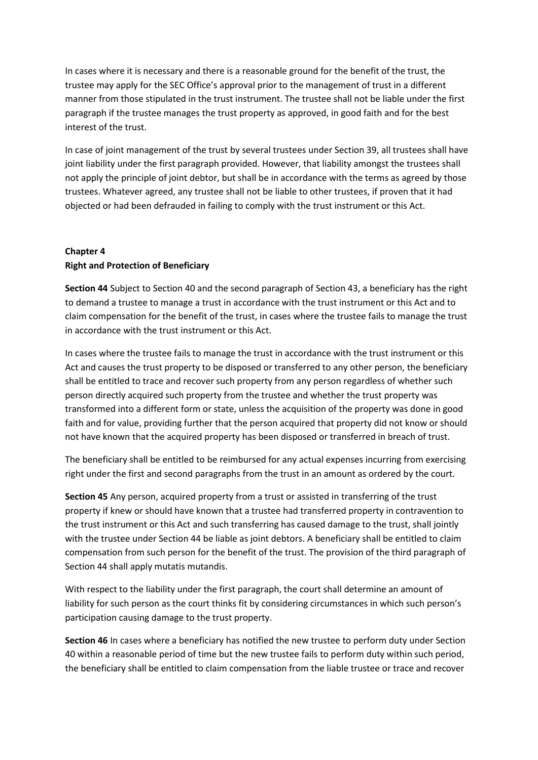In cases where it is necessary and there is a reasonable ground for the benefit of the trust, the trustee may apply for the SEC Office's approval prior to the management of trust in a different manner from those stipulated in the trust instrument. The trustee shall not be liable under the first paragraph if the trustee manages the trust property as approved, in good faith and for the best interest of the trust.

In case of joint management of the trust by several trustees under Section 39, all trustees shall have joint liability under the first paragraph provided. However, that liability amongst the trustees shall not apply the principle of joint debtor, but shall be in accordance with the terms as agreed by those trustees. Whatever agreed, any trustee shall not be liable to other trustees, if proven that it had objected or had been defrauded in failing to comply with the trust instrument or this Act.

## Chapter 4
## Right and Protection of Beneficiary

**Section 44** Subject to Section 40 and the second paragraph of Section 43, a beneficiary has the right to demand a trustee to manage a trust in accordance with the trust instrument or this Act and to claim compensation for the benefit of the trust, in cases where the trustee fails to manage the trust in accordance with the trust instrument or this Act.

In cases where the trustee fails to manage the trust in accordance with the trust instrument or this Act and causes the trust property to be disposed or transferred to any other person, the beneficiary shall be entitled to trace and recover such property from any person regardless of whether such person directly acquired such property from the trustee and whether the trust property was transformed into a different form or state, unless the acquisition of the property was done in good faith and for value, providing further that the person acquired that property did not know or should not have known that the acquired property has been disposed or transferred in breach of trust.

The beneficiary shall be entitled to be reimbursed for any actual expenses incurring from exercising right under the first and second paragraphs from the trust in an amount as ordered by the court.

**Section 45** Any person, acquired property from a trust or assisted in transferring of the trust property if knew or should have known that a trustee had transferred property in contravention to the trust instrument or this Act and such transferring has caused damage to the trust, shall jointly with the trustee under Section 44 be liable as joint debtors. A beneficiary shall be entitled to claim compensation from such person for the benefit of the trust. The provision of the third paragraph of Section 44 shall apply mutatis mutandis.

With respect to the liability under the first paragraph, the court shall determine an amount of liability for such person as the court thinks fit by considering circumstances in which such person's participation causing damage to the trust property.

**Section 46** In cases where a beneficiary has notified the new trustee to perform duty under Section 40 within a reasonable period of time but the new trustee fails to perform duty within such period, the beneficiary shall be entitled to claim compensation from the liable trustee or trace and recover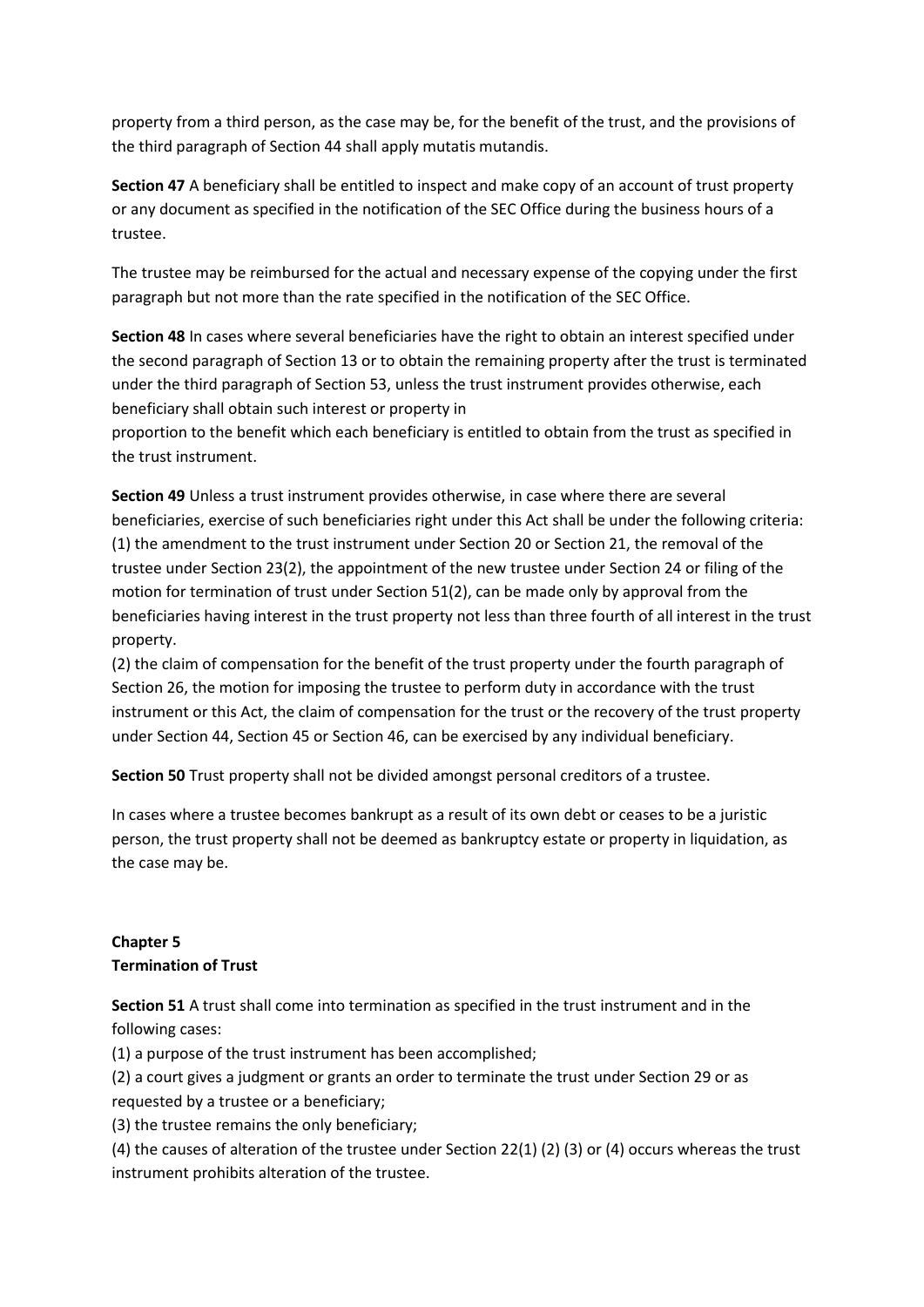property from a third person, as the case may be, for the benefit of the trust, and the provisions of the third paragraph of Section 44 shall apply mutatis mutandis.

**Section 47** A beneficiary shall be entitled to inspect and make copy of an account of trust property or any document as specified in the notification of the SEC Office during the business hours of a trustee.

The trustee may be reimbursed for the actual and necessary expense of the copying under the first paragraph but not more than the rate specified in the notification of the SEC Office.

**Section 48** In cases where several beneficiaries have the right to obtain an interest specified under the second paragraph of Section 13 or to obtain the remaining property after the trust is terminated under the third paragraph of Section 53, unless the trust instrument provides otherwise, each beneficiary shall obtain such interest or property in
proportion to the benefit which each beneficiary is entitled to obtain from the trust as specified in the trust instrument.

**Section 49** Unless a trust instrument provides otherwise, in case where there are several beneficiaries, exercise of such beneficiaries right under this Act shall be under the following criteria:
(1) the amendment to the trust instrument under Section 20 or Section 21, the removal of the trustee under Section 23(2), the appointment of the new trustee under Section 24 or filing of the motion for termination of trust under Section 51(2), can be made only by approval from the beneficiaries having interest in the trust property not less than three fourth of all interest in the trust property.
(2) the claim of compensation for the benefit of the trust property under the fourth paragraph of Section 26, the motion for imposing the trustee to perform duty in accordance with the trust instrument or this Act, the claim of compensation for the trust or the recovery of the trust property under Section 44, Section 45 or Section 46, can be exercised by any individual beneficiary.

**Section 50** Trust property shall not be divided amongst personal creditors of a trustee.

In cases where a trustee becomes bankrupt as a result of its own debt or ceases to be a juristic person, the trust property shall not be deemed as bankruptcy estate or property in liquidation, as the case may be.

## Chapter 5
## Termination of Trust

**Section 51** A trust shall come into termination as specified in the trust instrument and in the following cases:
(1) a purpose of the trust instrument has been accomplished;
(2) a court gives a judgment or grants an order to terminate the trust under Section 29 or as requested by a trustee or a beneficiary;
(3) the trustee remains the only beneficiary;
(4) the causes of alteration of the trustee under Section 22(1) (2) (3) or (4) occurs whereas the trust instrument prohibits alteration of the trustee.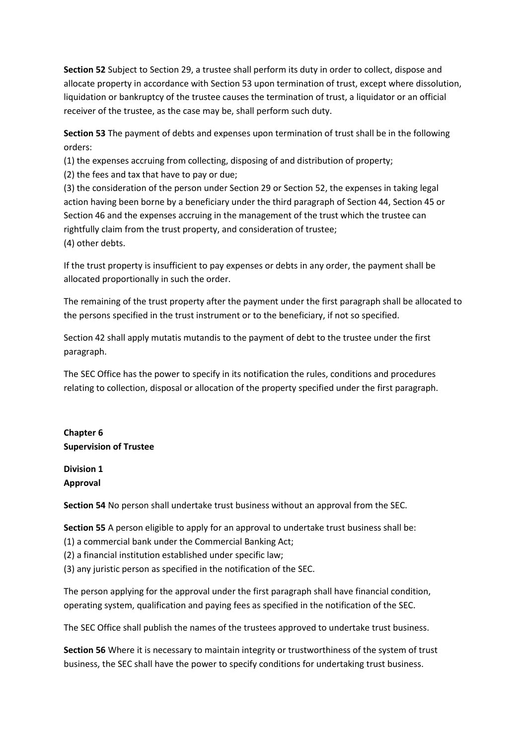**Section 52** Subject to Section 29, a trustee shall perform its duty in order to collect, dispose and allocate property in accordance with Section 53 upon termination of trust, except where dissolution, liquidation or bankruptcy of the trustee causes the termination of trust, a liquidator or an official receiver of the trustee, as the case may be, shall perform such duty.

**Section 53** The payment of debts and expenses upon termination of trust shall be in the following orders:

(1) the expenses accruing from collecting, disposing of and distribution of property;

(2) the fees and tax that have to pay or due;

(3) the consideration of the person under Section 29 or Section 52, the expenses in taking legal action having been borne by a beneficiary under the third paragraph of Section 44, Section 45 or Section 46 and the expenses accruing in the management of the trust which the trustee can rightfully claim from the trust property, and consideration of trustee;

(4) other debts.

If the trust property is insufficient to pay expenses or debts in any order, the payment shall be allocated proportionally in such the order.

The remaining of the trust property after the payment under the first paragraph shall be allocated to the persons specified in the trust instrument or to the beneficiary, if not so specified.

Section 42 shall apply mutatis mutandis to the payment of debt to the trustee under the first paragraph.

The SEC Office has the power to specify in its notification the rules, conditions and procedures relating to collection, disposal or allocation of the property specified under the first paragraph.

## Chapter 6
## Supervision of Trustee

### Division 1
### Approval

**Section 54** No person shall undertake trust business without an approval from the SEC.

**Section 55** A person eligible to apply for an approval to undertake trust business shall be:

(1) a commercial bank under the Commercial Banking Act;

(2) a financial institution established under specific law;

(3) any juristic person as specified in the notification of the SEC.

The person applying for the approval under the first paragraph shall have financial condition, operating system, qualification and paying fees as specified in the notification of the SEC.

The SEC Office shall publish the names of the trustees approved to undertake trust business.

**Section 56** Where it is necessary to maintain integrity or trustworthiness of the system of trust business, the SEC shall have the power to specify conditions for undertaking trust business.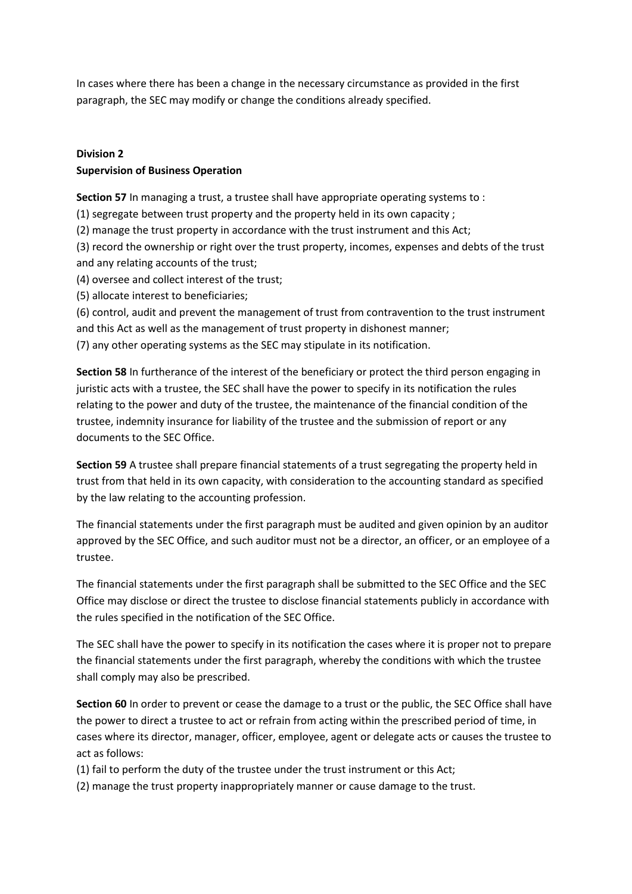In cases where there has been a change in the necessary circumstance as provided in the first paragraph, the SEC may modify or change the conditions already specified.

**Division 2**
**Supervision of Business Operation**

**Section 57** In managing a trust, a trustee shall have appropriate operating systems to :
(1) segregate between trust property and the property held in its own capacity ;
(2) manage the trust property in accordance with the trust instrument and this Act;
(3) record the ownership or right over the trust property, incomes, expenses and debts of the trust and any relating accounts of the trust;
(4) oversee and collect interest of the trust;
(5) allocate interest to beneficiaries;
(6) control, audit and prevent the management of trust from contravention to the trust instrument and this Act as well as the management of trust property in dishonest manner;
(7) any other operating systems as the SEC may stipulate in its notification.

**Section 58** In furtherance of the interest of the beneficiary or protect the third person engaging in juristic acts with a trustee, the SEC shall have the power to specify in its notification the rules relating to the power and duty of the trustee, the maintenance of the financial condition of the trustee, indemnity insurance for liability of the trustee and the submission of report or any documents to the SEC Office.

**Section 59** A trustee shall prepare financial statements of a trust segregating the property held in trust from that held in its own capacity, with consideration to the accounting standard as specified by the law relating to the accounting profession.

The financial statements under the first paragraph must be audited and given opinion by an auditor approved by the SEC Office, and such auditor must not be a director, an officer, or an employee of a trustee.

The financial statements under the first paragraph shall be submitted to the SEC Office and the SEC Office may disclose or direct the trustee to disclose financial statements publicly in accordance with the rules specified in the notification of the SEC Office.

The SEC shall have the power to specify in its notification the cases where it is proper not to prepare the financial statements under the first paragraph, whereby the conditions with which the trustee shall comply may also be prescribed.

**Section 60** In order to prevent or cease the damage to a trust or the public, the SEC Office shall have the power to direct a trustee to act or refrain from acting within the prescribed period of time, in cases where its director, manager, officer, employee, agent or delegate acts or causes the trustee to act as follows:
(1) fail to perform the duty of the trustee under the trust instrument or this Act;
(2) manage the trust property inappropriately manner or cause damage to the trust.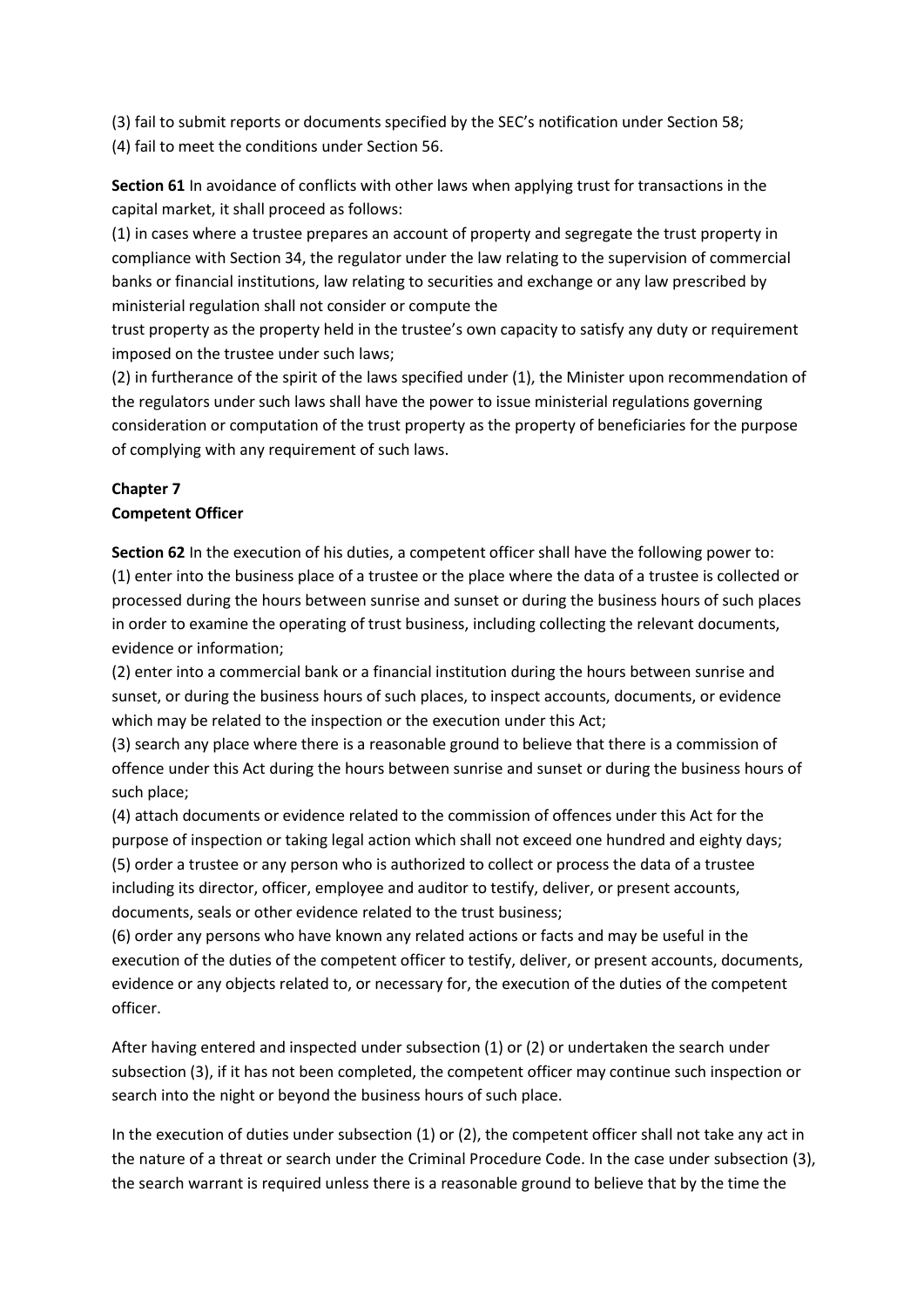(3) fail to submit reports or documents specified by the SEC's notification under Section 58;
(4) fail to meet the conditions under Section 56.

**Section 61** In avoidance of conflicts with other laws when applying trust for transactions in the capital market, it shall proceed as follows:
(1) in cases where a trustee prepares an account of property and segregate the trust property in compliance with Section 34, the regulator under the law relating to the supervision of commercial banks or financial institutions, law relating to securities and exchange or any law prescribed by ministerial regulation shall not consider or compute the
trust property as the property held in the trustee's own capacity to satisfy any duty or requirement imposed on the trustee under such laws;
(2) in furtherance of the spirit of the laws specified under (1), the Minister upon recommendation of the regulators under such laws shall have the power to issue ministerial regulations governing consideration or computation of the trust property as the property of beneficiaries for the purpose of complying with any requirement of such laws.

## Chapter 7
## Competent Officer

**Section 62** In the execution of his duties, a competent officer shall have the following power to:
(1) enter into the business place of a trustee or the place where the data of a trustee is collected or processed during the hours between sunrise and sunset or during the business hours of such places in order to examine the operating of trust business, including collecting the relevant documents, evidence or information;
(2) enter into a commercial bank or a financial institution during the hours between sunrise and sunset, or during the business hours of such places, to inspect accounts, documents, or evidence which may be related to the inspection or the execution under this Act;
(3) search any place where there is a reasonable ground to believe that there is a commission of offence under this Act during the hours between sunrise and sunset or during the business hours of such place;
(4) attach documents or evidence related to the commission of offences under this Act for the purpose of inspection or taking legal action which shall not exceed one hundred and eighty days;
(5) order a trustee or any person who is authorized to collect or process the data of a trustee including its director, officer, employee and auditor to testify, deliver, or present accounts, documents, seals or other evidence related to the trust business;
(6) order any persons who have known any related actions or facts and may be useful in the execution of the duties of the competent officer to testify, deliver, or present accounts, documents, evidence or any objects related to, or necessary for, the execution of the duties of the competent officer.

After having entered and inspected under subsection (1) or (2) or undertaken the search under subsection (3), if it has not been completed, the competent officer may continue such inspection or search into the night or beyond the business hours of such place.

In the execution of duties under subsection (1) or (2), the competent officer shall not take any act in the nature of a threat or search under the Criminal Procedure Code. In the case under subsection (3), the search warrant is required unless there is a reasonable ground to believe that by the time the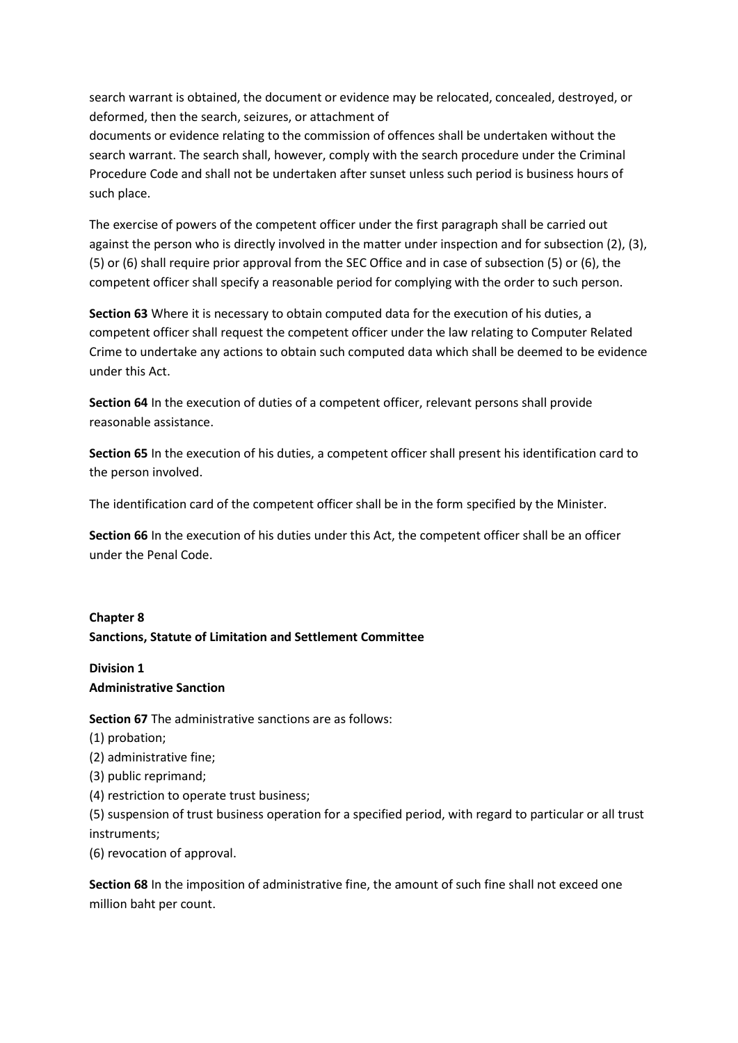search warrant is obtained, the document or evidence may be relocated, concealed, destroyed, or deformed, then the search, seizures, or attachment of documents or evidence relating to the commission of offences shall be undertaken without the search warrant. The search shall, however, comply with the search procedure under the Criminal Procedure Code and shall not be undertaken after sunset unless such period is business hours of such place.

The exercise of powers of the competent officer under the first paragraph shall be carried out against the person who is directly involved in the matter under inspection and for subsection (2), (3), (5) or (6) shall require prior approval from the SEC Office and in case of subsection (5) or (6), the competent officer shall specify a reasonable period for complying with the order to such person.

**Section 63** Where it is necessary to obtain computed data for the execution of his duties, a competent officer shall request the competent officer under the law relating to Computer Related Crime to undertake any actions to obtain such computed data which shall be deemed to be evidence under this Act.

**Section 64** In the execution of duties of a competent officer, relevant persons shall provide reasonable assistance.

**Section 65** In the execution of his duties, a competent officer shall present his identification card to the person involved.

The identification card of the competent officer shall be in the form specified by the Minister.

**Section 66** In the execution of his duties under this Act, the competent officer shall be an officer under the Penal Code.

## Chapter 8
## Sanctions, Statute of Limitation and Settlement Committee

### Division 1
### Administrative Sanction

**Section 67** The administrative sanctions are as follows:
(1) probation;
(2) administrative fine;
(3) public reprimand;
(4) restriction to operate trust business;
(5) suspension of trust business operation for a specified period, with regard to particular or all trust instruments;
(6) revocation of approval.

**Section 68** In the imposition of administrative fine, the amount of such fine shall not exceed one million baht per count.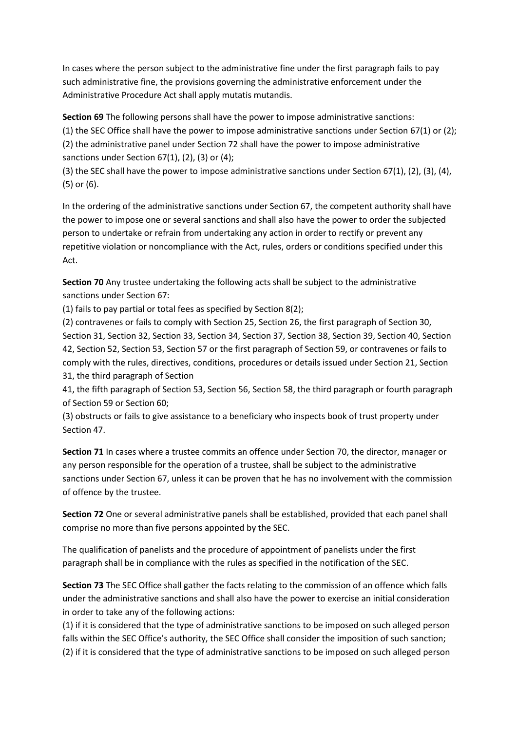In cases where the person subject to the administrative fine under the first paragraph fails to pay such administrative fine, the provisions governing the administrative enforcement under the Administrative Procedure Act shall apply mutatis mutandis.

**Section 69** The following persons shall have the power to impose administrative sanctions:
(1) the SEC Office shall have the power to impose administrative sanctions under Section 67(1) or (2);
(2) the administrative panel under Section 72 shall have the power to impose administrative sanctions under Section 67(1), (2), (3) or (4);
(3) the SEC shall have the power to impose administrative sanctions under Section 67(1), (2), (3), (4), (5) or (6).

In the ordering of the administrative sanctions under Section 67, the competent authority shall have the power to impose one or several sanctions and shall also have the power to order the subjected person to undertake or refrain from undertaking any action in order to rectify or prevent any repetitive violation or noncompliance with the Act, rules, orders or conditions specified under this Act.

**Section 70** Any trustee undertaking the following acts shall be subject to the administrative sanctions under Section 67:
(1) fails to pay partial or total fees as specified by Section 8(2);
(2) contravenes or fails to comply with Section 25, Section 26, the first paragraph of Section 30, Section 31, Section 32, Section 33, Section 34, Section 37, Section 38, Section 39, Section 40, Section 42, Section 52, Section 53, Section 57 or the first paragraph of Section 59, or contravenes or fails to comply with the rules, directives, conditions, procedures or details issued under Section 21, Section 31, the third paragraph of Section 41, the fifth paragraph of Section 53, Section 56, Section 58, the third paragraph or fourth paragraph of Section 59 or Section 60;
(3) obstructs or fails to give assistance to a beneficiary who inspects book of trust property under Section 47.

**Section 71** In cases where a trustee commits an offence under Section 70, the director, manager or any person responsible for the operation of a trustee, shall be subject to the administrative sanctions under Section 67, unless it can be proven that he has no involvement with the commission of offence by the trustee.

**Section 72** One or several administrative panels shall be established, provided that each panel shall comprise no more than five persons appointed by the SEC.

The qualification of panelists and the procedure of appointment of panelists under the first paragraph shall be in compliance with the rules as specified in the notification of the SEC.

**Section 73** The SEC Office shall gather the facts relating to the commission of an offence which falls under the administrative sanctions and shall also have the power to exercise an initial consideration in order to take any of the following actions:
(1) if it is considered that the type of administrative sanctions to be imposed on such alleged person falls within the SEC Office's authority, the SEC Office shall consider the imposition of such sanction;
(2) if it is considered that the type of administrative sanctions to be imposed on such alleged person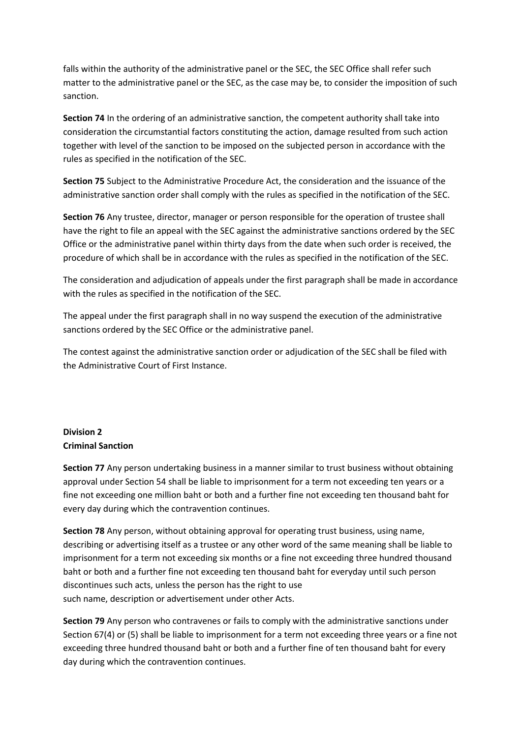falls within the authority of the administrative panel or the SEC, the SEC Office shall refer such matter to the administrative panel or the SEC, as the case may be, to consider the imposition of such sanction.

**Section 74** In the ordering of an administrative sanction, the competent authority shall take into consideration the circumstantial factors constituting the action, damage resulted from such action together with level of the sanction to be imposed on the subjected person in accordance with the rules as specified in the notification of the SEC.

**Section 75** Subject to the Administrative Procedure Act, the consideration and the issuance of the administrative sanction order shall comply with the rules as specified in the notification of the SEC.

**Section 76** Any trustee, director, manager or person responsible for the operation of trustee shall have the right to file an appeal with the SEC against the administrative sanctions ordered by the SEC Office or the administrative panel within thirty days from the date when such order is received, the procedure of which shall be in accordance with the rules as specified in the notification of the SEC.

The consideration and adjudication of appeals under the first paragraph shall be made in accordance with the rules as specified in the notification of the SEC.

The appeal under the first paragraph shall in no way suspend the execution of the administrative sanctions ordered by the SEC Office or the administrative panel.

The contest against the administrative sanction order or adjudication of the SEC shall be filed with the Administrative Court of First Instance.

## Division 2
## Criminal Sanction

**Section 77** Any person undertaking business in a manner similar to trust business without obtaining approval under Section 54 shall be liable to imprisonment for a term not exceeding ten years or a fine not exceeding one million baht or both and a further fine not exceeding ten thousand baht for every day during which the contravention continues.

**Section 78** Any person, without obtaining approval for operating trust business, using name, describing or advertising itself as a trustee or any other word of the same meaning shall be liable to imprisonment for a term not exceeding six months or a fine not exceeding three hundred thousand baht or both and a further fine not exceeding ten thousand baht for everyday until such person discontinues such acts, unless the person has the right to use such name, description or advertisement under other Acts.

**Section 79** Any person who contravenes or fails to comply with the administrative sanctions under Section 67(4) or (5) shall be liable to imprisonment for a term not exceeding three years or a fine not exceeding three hundred thousand baht or both and a further fine of ten thousand baht for every day during which the contravention continues.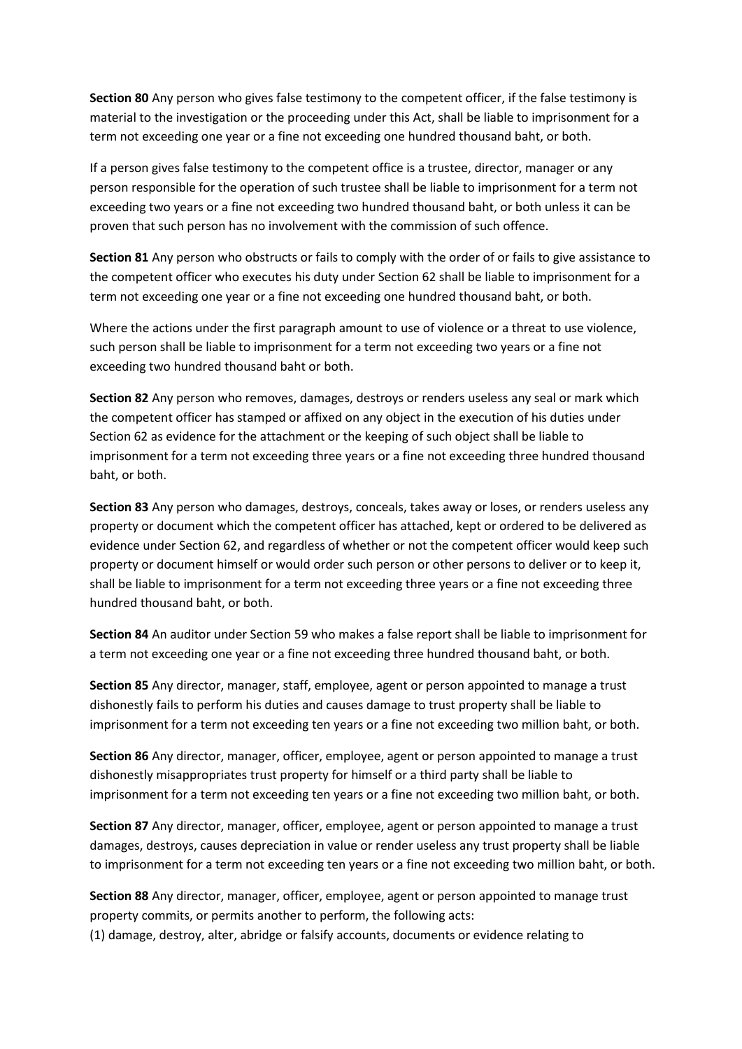**Section 80** Any person who gives false testimony to the competent officer, if the false testimony is material to the investigation or the proceeding under this Act, shall be liable to imprisonment for a term not exceeding one year or a fine not exceeding one hundred thousand baht, or both.

If a person gives false testimony to the competent office is a trustee, director, manager or any person responsible for the operation of such trustee shall be liable to imprisonment for a term not exceeding two years or a fine not exceeding two hundred thousand baht, or both unless it can be proven that such person has no involvement with the commission of such offence.

**Section 81** Any person who obstructs or fails to comply with the order of or fails to give assistance to the competent officer who executes his duty under Section 62 shall be liable to imprisonment for a term not exceeding one year or a fine not exceeding one hundred thousand baht, or both.

Where the actions under the first paragraph amount to use of violence or a threat to use violence, such person shall be liable to imprisonment for a term not exceeding two years or a fine not exceeding two hundred thousand baht or both.

**Section 82** Any person who removes, damages, destroys or renders useless any seal or mark which the competent officer has stamped or affixed on any object in the execution of his duties under Section 62 as evidence for the attachment or the keeping of such object shall be liable to imprisonment for a term not exceeding three years or a fine not exceeding three hundred thousand baht, or both.

**Section 83** Any person who damages, destroys, conceals, takes away or loses, or renders useless any property or document which the competent officer has attached, kept or ordered to be delivered as evidence under Section 62, and regardless of whether or not the competent officer would keep such property or document himself or would order such person or other persons to deliver or to keep it, shall be liable to imprisonment for a term not exceeding three years or a fine not exceeding three hundred thousand baht, or both.

**Section 84** An auditor under Section 59 who makes a false report shall be liable to imprisonment for a term not exceeding one year or a fine not exceeding three hundred thousand baht, or both.

**Section 85** Any director, manager, staff, employee, agent or person appointed to manage a trust dishonestly fails to perform his duties and causes damage to trust property shall be liable to imprisonment for a term not exceeding ten years or a fine not exceeding two million baht, or both.

**Section 86** Any director, manager, officer, employee, agent or person appointed to manage a trust dishonestly misappropriates trust property for himself or a third party shall be liable to imprisonment for a term not exceeding ten years or a fine not exceeding two million baht, or both.

**Section 87** Any director, manager, officer, employee, agent or person appointed to manage a trust damages, destroys, causes depreciation in value or render useless any trust property shall be liable to imprisonment for a term not exceeding ten years or a fine not exceeding two million baht, or both.

**Section 88** Any director, manager, officer, employee, agent or person appointed to manage trust property commits, or permits another to perform, the following acts:
(1) damage, destroy, alter, abridge or falsify accounts, documents or evidence relating to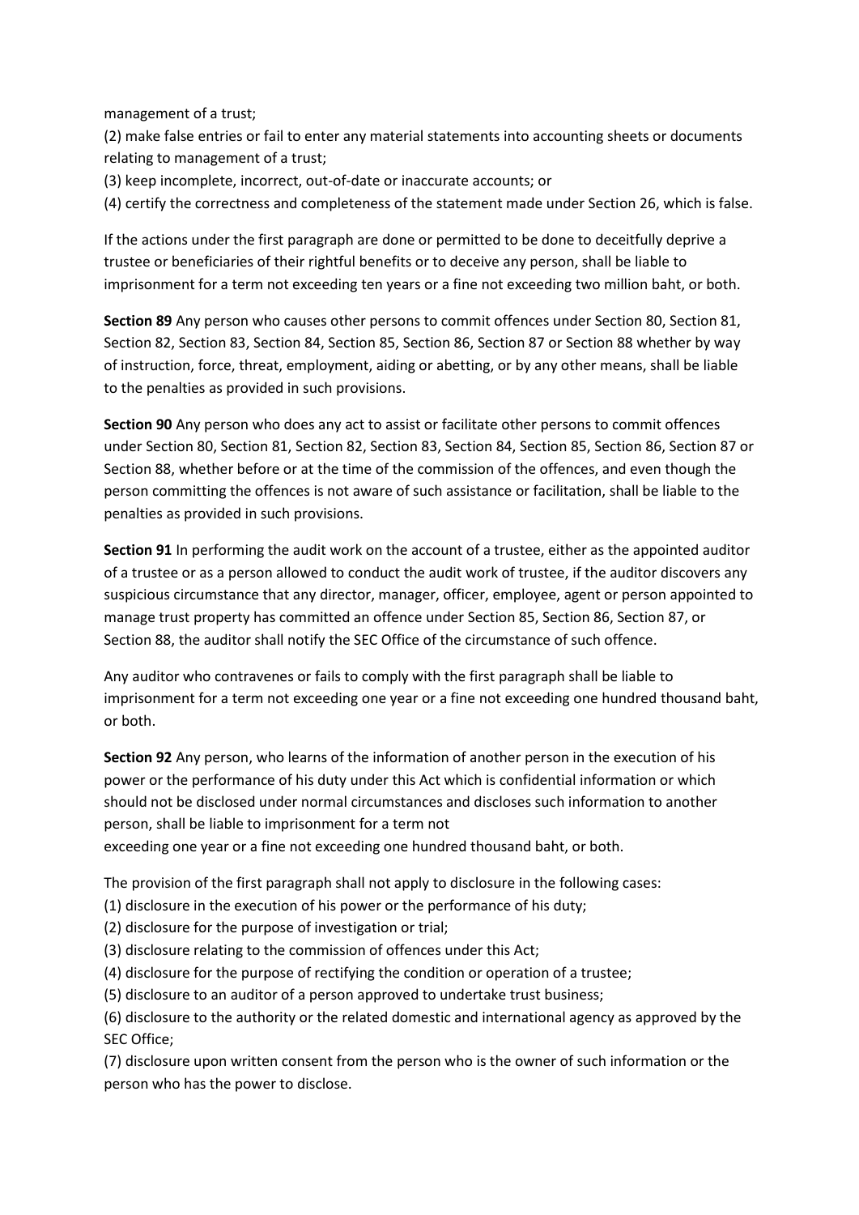management of a trust;

(2) make false entries or fail to enter any material statements into accounting sheets or documents relating to management of a trust;

(3) keep incomplete, incorrect, out-of-date or inaccurate accounts; or

(4) certify the correctness and completeness of the statement made under Section 26, which is false.

If the actions under the first paragraph are done or permitted to be done to deceitfully deprive a trustee or beneficiaries of their rightful benefits or to deceive any person, shall be liable to imprisonment for a term not exceeding ten years or a fine not exceeding two million baht, or both.

**Section 89** Any person who causes other persons to commit offences under Section 80, Section 81, Section 82, Section 83, Section 84, Section 85, Section 86, Section 87 or Section 88 whether by way of instruction, force, threat, employment, aiding or abetting, or by any other means, shall be liable to the penalties as provided in such provisions.

**Section 90** Any person who does any act to assist or facilitate other persons to commit offences under Section 80, Section 81, Section 82, Section 83, Section 84, Section 85, Section 86, Section 87 or Section 88, whether before or at the time of the commission of the offences, and even though the person committing the offences is not aware of such assistance or facilitation, shall be liable to the penalties as provided in such provisions.

**Section 91** In performing the audit work on the account of a trustee, either as the appointed auditor of a trustee or as a person allowed to conduct the audit work of trustee, if the auditor discovers any suspicious circumstance that any director, manager, officer, employee, agent or person appointed to manage trust property has committed an offence under Section 85, Section 86, Section 87, or Section 88, the auditor shall notify the SEC Office of the circumstance of such offence.

Any auditor who contravenes or fails to comply with the first paragraph shall be liable to imprisonment for a term not exceeding one year or a fine not exceeding one hundred thousand baht, or both.

**Section 92** Any person, who learns of the information of another person in the execution of his power or the performance of his duty under this Act which is confidential information or which should not be disclosed under normal circumstances and discloses such information to another person, shall be liable to imprisonment for a term not exceeding one year or a fine not exceeding one hundred thousand baht, or both.

The provision of the first paragraph shall not apply to disclosure in the following cases:

(1) disclosure in the execution of his power or the performance of his duty;

(2) disclosure for the purpose of investigation or trial;

(3) disclosure relating to the commission of offences under this Act;

(4) disclosure for the purpose of rectifying the condition or operation of a trustee;

(5) disclosure to an auditor of a person approved to undertake trust business;

(6) disclosure to the authority or the related domestic and international agency as approved by the SEC Office;

(7) disclosure upon written consent from the person who is the owner of such information or the person who has the power to disclose.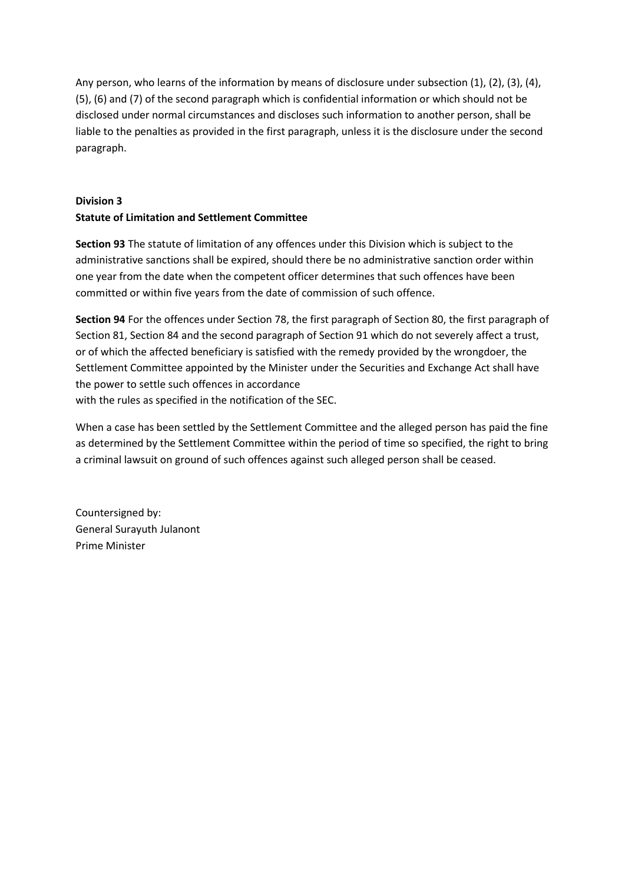Any person, who learns of the information by means of disclosure under subsection (1), (2), (3), (4), (5), (6) and (7) of the second paragraph which is confidential information or which should not be disclosed under normal circumstances and discloses such information to another person, shall be liable to the penalties as provided in the first paragraph, unless it is the disclosure under the second paragraph.

**Division 3**
**Statute of Limitation and Settlement Committee**

**Section 93** The statute of limitation of any offences under this Division which is subject to the administrative sanctions shall be expired, should there be no administrative sanction order within one year from the date when the competent officer determines that such offences have been committed or within five years from the date of commission of such offence.

**Section 94** For the offences under Section 78, the first paragraph of Section 80, the first paragraph of Section 81, Section 84 and the second paragraph of Section 91 which do not severely affect a trust, or of which the affected beneficiary is satisfied with the remedy provided by the wrongdoer, the Settlement Committee appointed by the Minister under the Securities and Exchange Act shall have the power to settle such offences in accordance
with the rules as specified in the notification of the SEC.

When a case has been settled by the Settlement Committee and the alleged person has paid the fine as determined by the Settlement Committee within the period of time so specified, the right to bring a criminal lawsuit on ground of such offences against such alleged person shall be ceased.

Countersigned by:
General Surayuth Julanont
Prime Minister